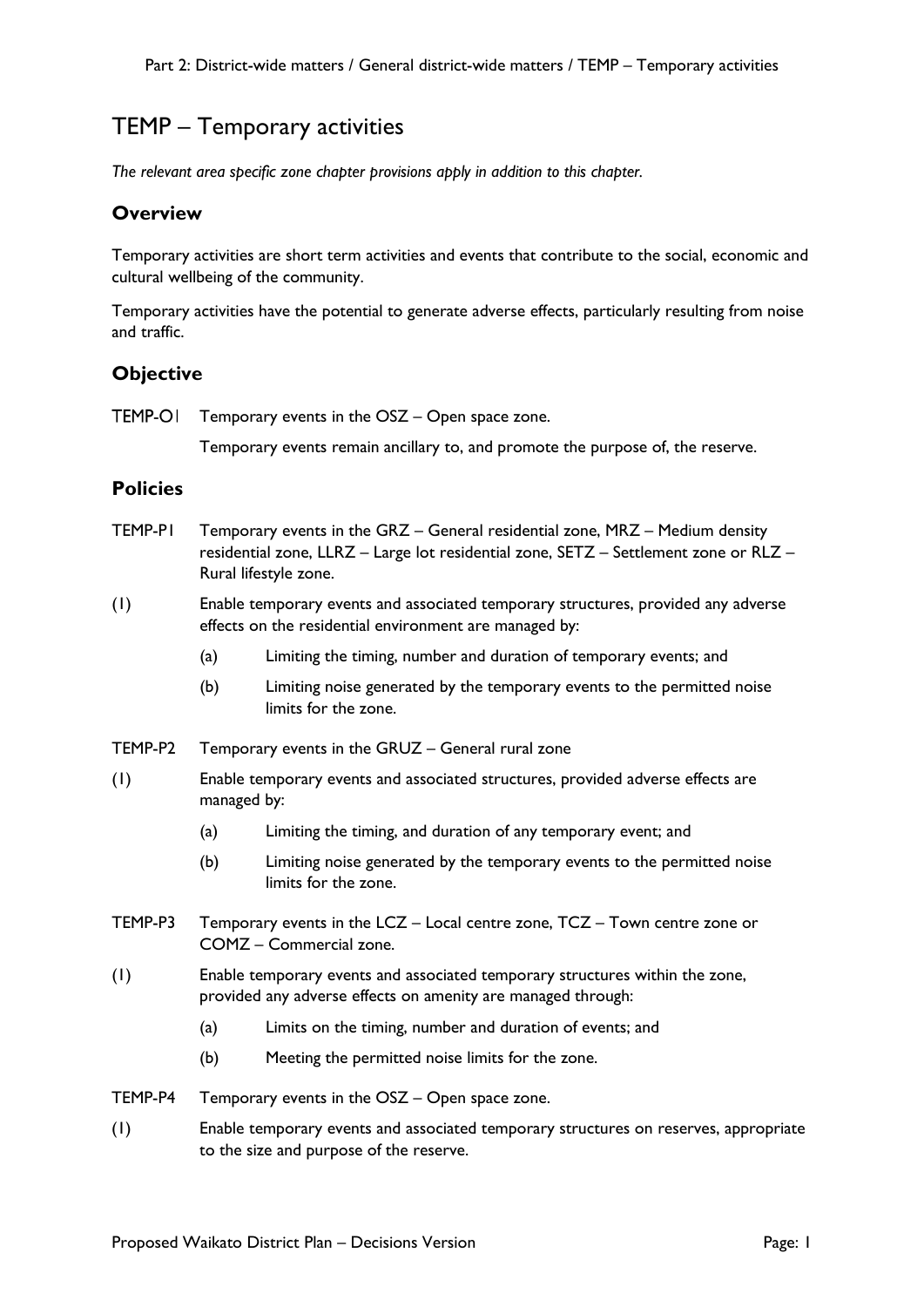# TEMP – Temporary activities

*The relevant area specific zone chapter provisions apply in addition to this chapter.*

## Overview

Temporary activities are short term activities and events that contribute to the social, economic and cultural wellbeing of the community.

Temporary activities have the potential to generate adverse effects, particularly resulting from noise and traffic.

## Objective

TEMP-O1 Temporary events in the OSZ – Open space zone.

Temporary events remain ancillary to, and promote the purpose of, the reserve.

## Policies

TEMP-P1 Temporary events in the GRZ – General residential zone, MRZ – Medium density residential zone, LLRZ – Large lot residential zone, SETZ – Settlement zone or RLZ – Rural lifestyle zone.

(1) Enable temporary events and associated temporary structures, provided any adverse effects on the residential environment are managed by:

- (a) Limiting the timing, number and duration of temporary events; and
- (b) Limiting noise generated by the temporary events to the permitted noise limits for the zone.

TEMP-P2 Temporary events in the GRUZ – General rural zone

(1) Enable temporary events and associated structures, provided adverse effects are managed by:

- (a) Limiting the timing, and duration of any temporary event; and
- (b) Limiting noise generated by the temporary events to the permitted noise limits for the zone.

TEMP-P3 Temporary events in the LCZ – Local centre zone, TCZ – Town centre zone or COMZ – Commercial zone.

(1) Enable temporary events and associated temporary structures within the zone, provided any adverse effects on amenity are managed through:

- (a) Limits on the timing, number and duration of events; and
- (b) Meeting the permitted noise limits for the zone.

TEMP-P4 Temporary events in the OSZ – Open space zone.

(1) Enable temporary events and associated temporary structures on reserves, appropriate to the size and purpose of the reserve.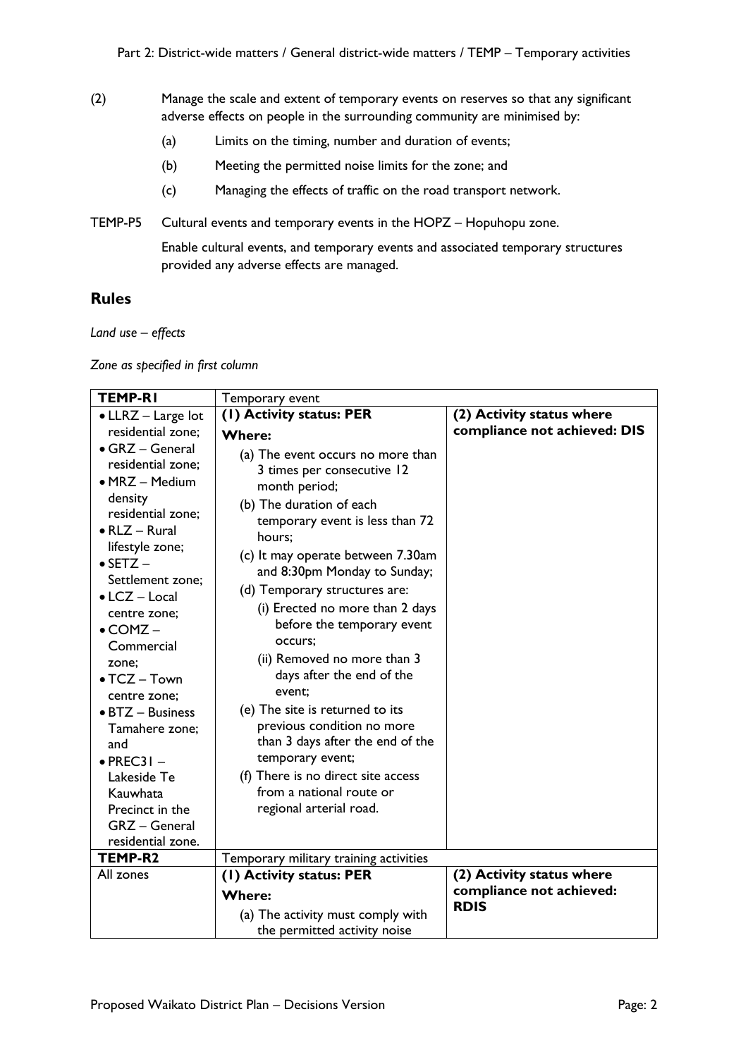(2) Manage the scale and extent of temporary events on reserves so that any significant adverse effects on people in the surrounding community are minimised by:

(a) Limits on the timing, number and duration of events;

(b) Meeting the permitted noise limits for the zone; and

(c) Managing the effects of traffic on the road transport network.

TEMP-P5 Cultural events and temporary events in the HOPZ – Hopuhopu zone.

Enable cultural events, and temporary events and associated temporary structures provided any adverse effects are managed.

## Rules

*Land use – effects*

*Zone as specified in first column*

| **TEMP-R1** | Temporary event | |
|---|---|---|
| • LLRZ – Large lot residential zone;<br>• GRZ – General residential zone;<br>• MRZ – Medium density residential zone;<br>• RLZ – Rural lifestyle zone;<br>• SETZ – Settlement zone;<br>• LCZ – Local centre zone;<br>• COMZ – Commercial zone;<br>• TCZ – Town centre zone;<br>• BTZ – Business Tamahere zone; and<br>• PREC31 – Lakeside Te Kauwhata Precinct in the GRZ – General residential zone. | **(1) Activity status: PER**<br>**Where:**<br>(a) The event occurs no more than 3 times per consecutive 12 month period;<br>(b) The duration of each temporary event is less than 72 hours;<br>(c) It may operate between 7.30am and 8:30pm Monday to Sunday;<br>(d) Temporary structures are:<br>(i) Erected no more than 2 days before the temporary event occurs;<br>(ii) Removed no more than 3 days after the end of the event;<br>(e) The site is returned to its previous condition no more than 3 days after the end of the temporary event;<br>(f) There is no direct site access from a national route or regional arterial road. | **(2) Activity status where compliance not achieved: DIS** |
| **TEMP-R2** | Temporary military training activities | |
| All zones | **(1) Activity status: PER**<br>**Where:**<br>(a) The activity must comply with the permitted activity noise | **(2) Activity status where compliance not achieved: RDIS** |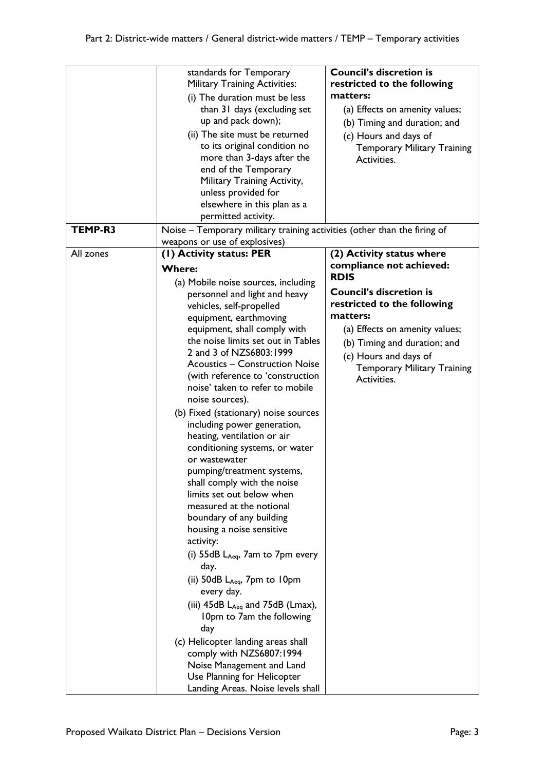| | | |
|---|---|---|
| | standards for Temporary Military Training Activities:<br>(i) The duration must be less than 31 days (excluding set up and pack down);<br>(ii) The site must be returned to its original condition no more than 3-days after the end of the Temporary Military Training Activity, unless provided for elsewhere in this plan as a permitted activity. | **Council's discretion is restricted to the following matters:**<br>(a) Effects on amenity values;<br>(b) Timing and duration; and<br>(c) Hours and days of Temporary Military Training Activities. |
| **TEMP-R3** | Noise – Temporary military training activities (other than the firing of weapons or use of explosives) | |
| All zones | **(1) Activity status: PER**<br>**Where:**<br>(a) Mobile noise sources, including personnel and light and heavy vehicles, self-propelled equipment, earthmoving equipment, shall comply with the noise limits set out in Tables 2 and 3 of NZS6803:1999 Acoustics – Construction Noise (with reference to 'construction noise' taken to refer to mobile noise sources).<br>(b) Fixed (stationary) noise sources including power generation, heating, ventilation or air conditioning systems, or water or wastewater pumping/treatment systems, shall comply with the noise limits set out below when measured at the notional boundary of any building housing a noise sensitive activity:<br>(i) 55dB $L_{Aeq}$, 7am to 7pm every day.<br>(ii) 50dB $L_{Aeq}$, 7pm to 10pm every day.<br>(iii) 45dB $L_{Aeq}$ and 75dB (Lmax), 10pm to 7am the following day<br>(c) Helicopter landing areas shall comply with NZS6807:1994 Noise Management and Land Use Planning for Helicopter Landing Areas. Noise levels shall | **(2) Activity status where compliance not achieved: RDIS**<br>**Council's discretion is restricted to the following matters:**<br>(a) Effects on amenity values;<br>(b) Timing and duration; and<br>(c) Hours and days of Temporary Military Training Activities. |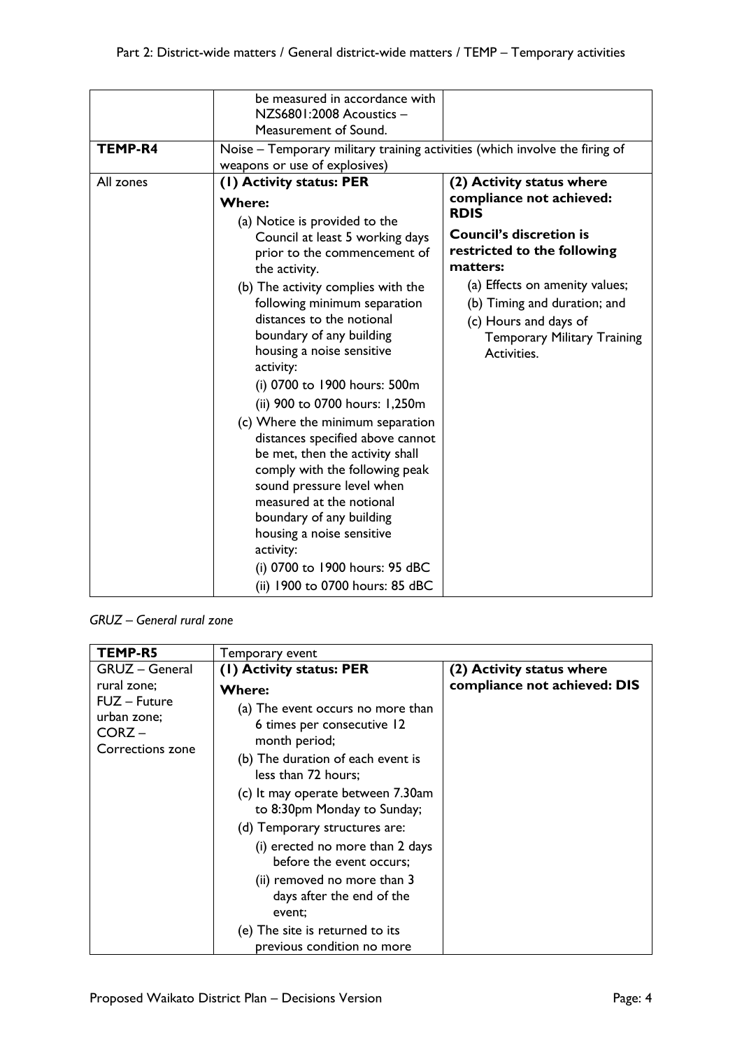| | | |
|---|---|---|
| | be measured in accordance with NZS6801:2008 Acoustics – Measurement of Sound. | |
| **TEMP-R4** | Noise – Temporary military training activities (which involve the firing of weapons or use of explosives) | |
| All zones | **(1) Activity status: PER**<br>**Where:**<br>(a) Notice is provided to the Council at least 5 working days prior to the commencement of the activity.<br>(b) The activity complies with the following minimum separation distances to the notional boundary of any building housing a noise sensitive activity:<br>(i) 0700 to 1900 hours: 500m<br>(ii) 900 to 0700 hours: 1,250m<br>(c) Where the minimum separation distances specified above cannot be met, then the activity shall comply with the following peak sound pressure level when measured at the notional boundary of any building housing a noise sensitive activity:<br>(i) 0700 to 1900 hours: 95 dBC<br>(ii) 1900 to 0700 hours: 85 dBC | **(2) Activity status where compliance not achieved: RDIS**<br>**Council's discretion is restricted to the following matters:**<br>(a) Effects on amenity values;<br>(b) Timing and duration; and<br>(c) Hours and days of Temporary Military Training Activities. |

*GRUZ – General rural zone*

| **TEMP-R5** | Temporary event | |
|---|---|---|
| GRUZ – General rural zone;<br>FUZ – Future urban zone;<br>CORZ – Corrections zone | **(1) Activity status: PER**<br>**Where:**<br>(a) The event occurs no more than 6 times per consecutive 12 month period;<br>(b) The duration of each event is less than 72 hours;<br>(c) It may operate between 7.30am to 8:30pm Monday to Sunday;<br>(d) Temporary structures are:<br>(i) erected no more than 2 days before the event occurs;<br>(ii) removed no more than 3 days after the end of the event;<br>(e) The site is returned to its previous condition no more | **(2) Activity status where compliance not achieved: DIS** |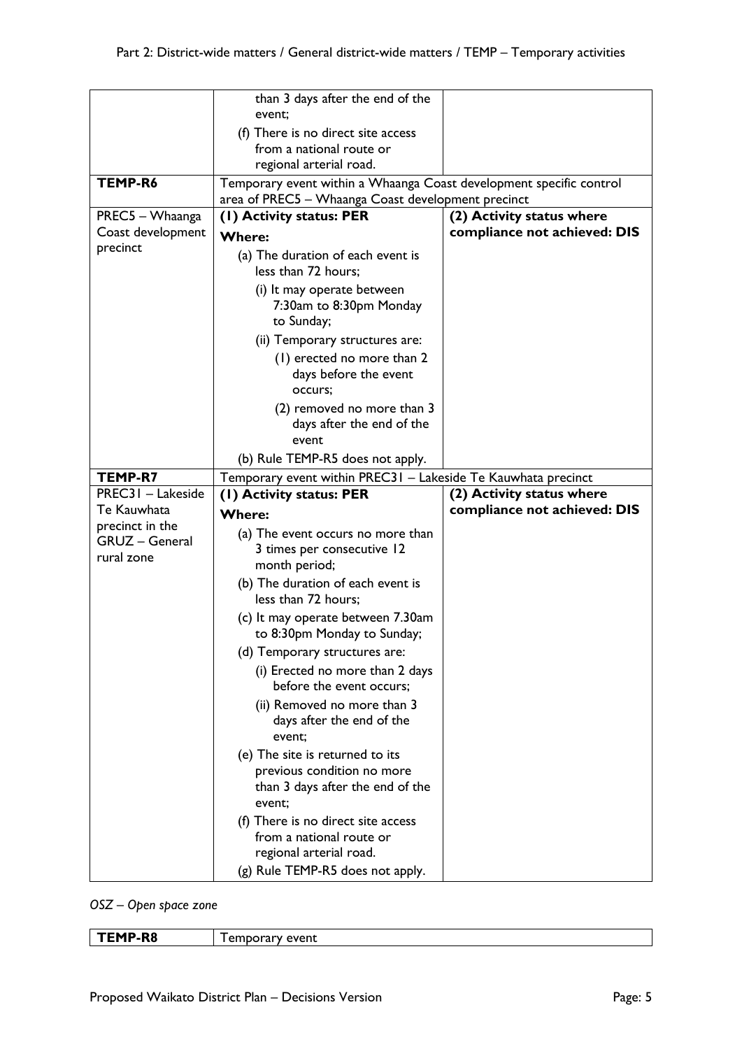| | | |
|---|---|---|
| | than 3 days after the end of the event;<br>(f) There is no direct site access from a national route or regional arterial road. | |
| **TEMP-R6** | Temporary event within a Whaanga Coast development specific control area of PREC5 – Whaanga Coast development precinct | |
| PREC5 – Whaanga Coast development precinct | **(1) Activity status: PER**<br>**Where:**<br>(a) The duration of each event is less than 72 hours;<br>(i) It may operate between 7:30am to 8:30pm Monday to Sunday;<br>(ii) Temporary structures are:<br>(1) erected no more than 2 days before the event occurs;<br>(2) removed no more than 3 days after the end of the event<br>(b) Rule TEMP-R5 does not apply. | **(2) Activity status where compliance not achieved: DIS** |
| **TEMP-R7** | Temporary event within PREC31 – Lakeside Te Kauwhata precinct | |
| PREC31 – Lakeside Te Kauwhata precinct in the GRUZ – General rural zone | **(1) Activity status: PER**<br>**Where:**<br>(a) The event occurs no more than 3 times per consecutive 12 month period;<br>(b) The duration of each event is less than 72 hours;<br>(c) It may operate between 7.30am to 8:30pm Monday to Sunday;<br>(d) Temporary structures are:<br>(i) Erected no more than 2 days before the event occurs;<br>(ii) Removed no more than 3 days after the end of the event;<br>(e) The site is returned to its previous condition no more than 3 days after the end of the event;<br>(f) There is no direct site access from a national route or regional arterial road.<br>(g) Rule TEMP-R5 does not apply. | **(2) Activity status where compliance not achieved: DIS** |

*OSZ – Open space zone*

| | |
|---|---|
| **TEMP-R8** | Temporary event |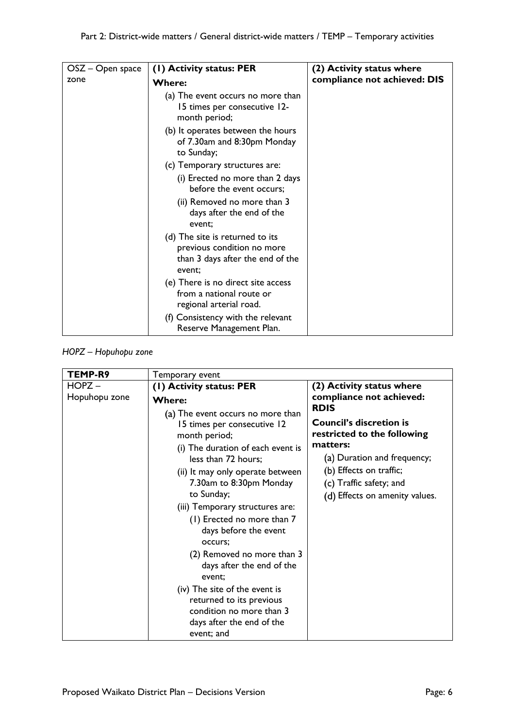| OSZ – Open space zone | **(1) Activity status: PER**<br>**Where:**<br>(a) The event occurs no more than 15 times per consecutive 12-month period;<br>(b) It operates between the hours of 7.30am and 8:30pm Monday to Sunday;<br>(c) Temporary structures are:<br>(i) Erected no more than 2 days before the event occurs;<br>(ii) Removed no more than 3 days after the end of the event;<br>(d) The site is returned to its previous condition no more than 3 days after the end of the event;<br>(e) There is no direct site access from a national route or regional arterial road.<br>(f) Consistency with the relevant Reserve Management Plan. | **(2) Activity status where compliance not achieved: DIS** |
|---|---|---|

*HOPZ – Hopuhopu zone*

| **TEMP-R9** | Temporary event | |
|---|---|---|
| HOPZ – Hopuhopu zone | **(1) Activity status: PER**<br>**Where:**<br>(a) The event occurs no more than 15 times per consecutive 12 month period;<br>(i) The duration of each event is less than 72 hours;<br>(ii) It may only operate between 7.30am to 8:30pm Monday to Sunday;<br>(iii) Temporary structures are:<br>(1) Erected no more than 7 days before the event occurs;<br>(2) Removed no more than 3 days after the end of the event;<br>(iv) The site of the event is returned to its previous condition no more than 3 days after the end of the event; and | **(2) Activity status where compliance not achieved: RDIS**<br>**Council's discretion is restricted to the following matters:**<br>(a) Duration and frequency;<br>(b) Effects on traffic;<br>(c) Traffic safety; and<br>(d) Effects on amenity values. |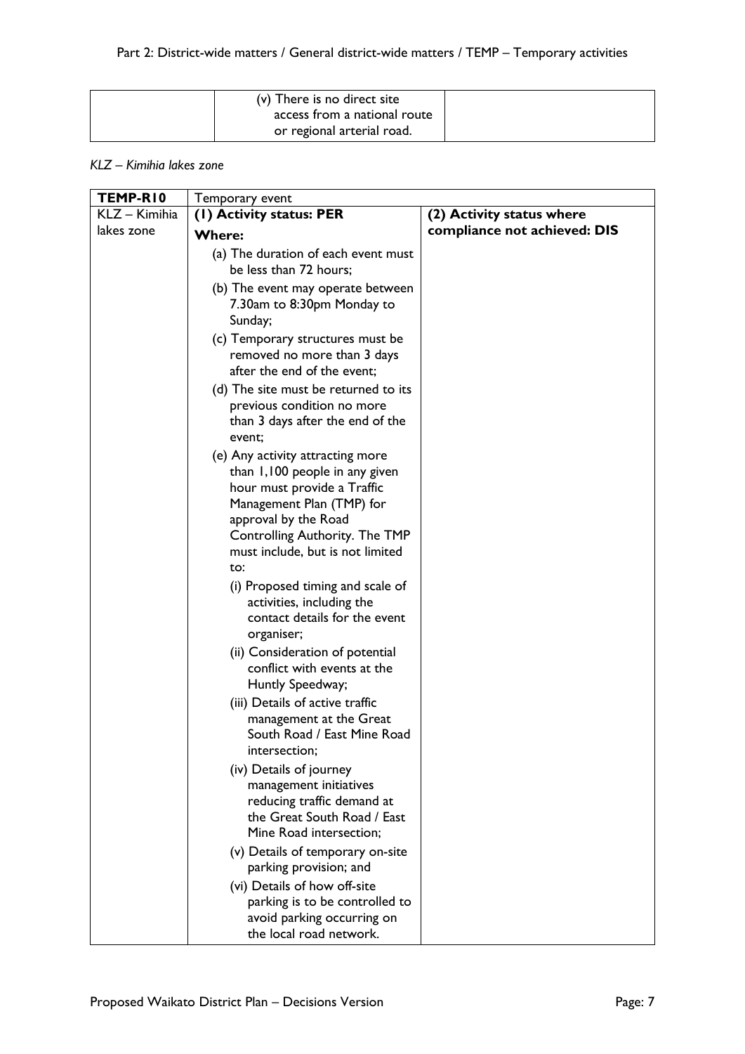| | | |
|---|---|---|
| | (v) There is no direct site access from a national route or regional arterial road. | |

*KLZ – Kimihia lakes zone*

| **TEMP-R10** | Temporary event | |
|---|---|---|
| KLZ – Kimihia lakes zone | **(1) Activity status: PER**<br>**Where:**<br>(a) The duration of each event must be less than 72 hours;<br>(b) The event may operate between 7.30am to 8:30pm Monday to Sunday;<br>(c) Temporary structures must be removed no more than 3 days after the end of the event;<br>(d) The site must be returned to its previous condition no more than 3 days after the end of the event;<br>(e) Any activity attracting more than 1,100 people in any given hour must provide a Traffic Management Plan (TMP) for approval by the Road Controlling Authority. The TMP must include, but is not limited to:<br>(i) Proposed timing and scale of activities, including the contact details for the event organiser;<br>(ii) Consideration of potential conflict with events at the Huntly Speedway;<br>(iii) Details of active traffic management at the Great South Road / East Mine Road intersection;<br>(iv) Details of journey management initiatives reducing traffic demand at the Great South Road / East Mine Road intersection;<br>(v) Details of temporary on-site parking provision; and<br>(vi) Details of how off-site parking is to be controlled to avoid parking occurring on the local road network. | **(2) Activity status where compliance not achieved: DIS** |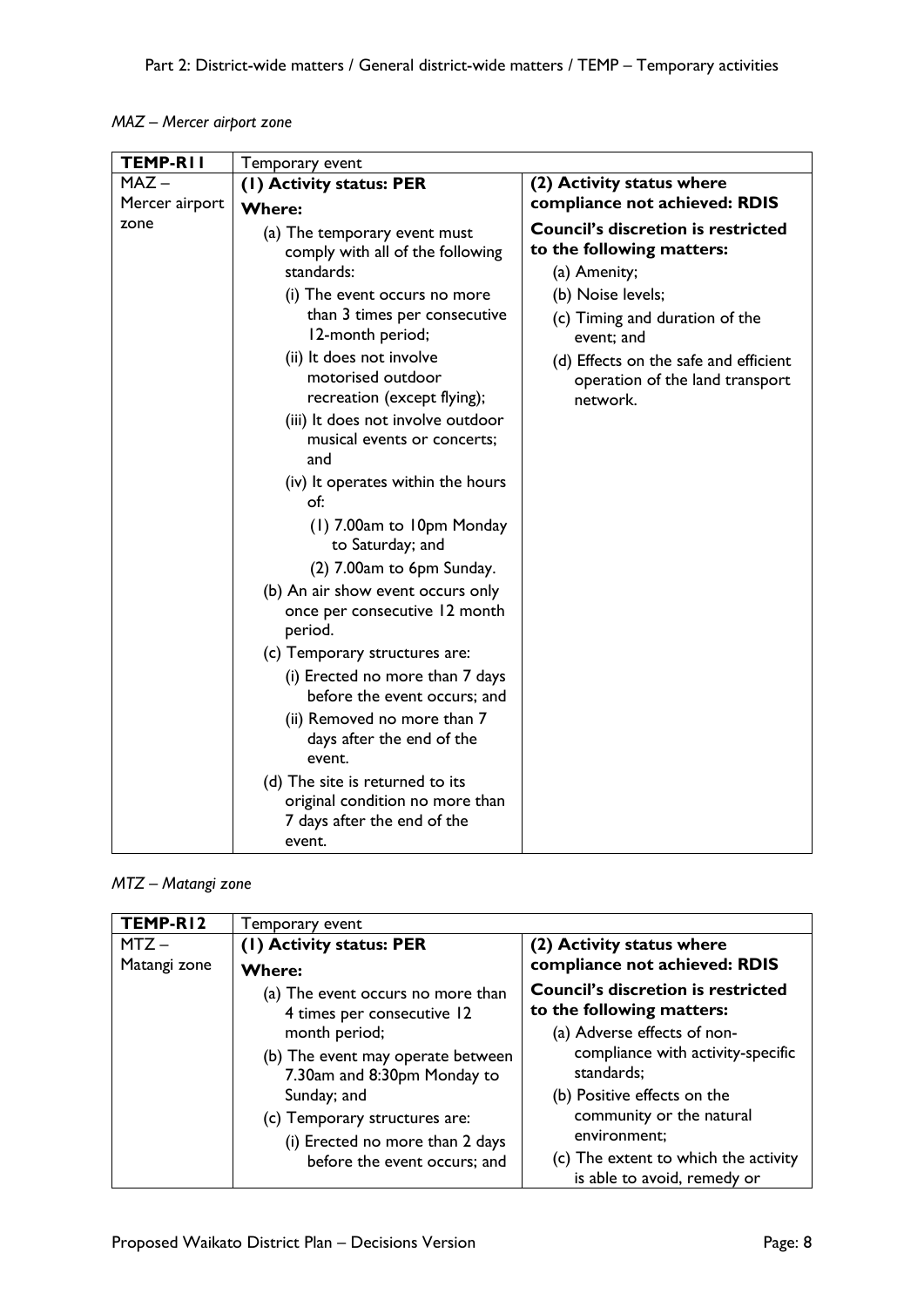*MAZ – Mercer airport zone*

| TEMP-R11 | Temporary event | |
|---|---|---|
| MAZ – Mercer airport zone | **(1) Activity status: PER**<br><br>**Where:**<br><br>(a) The temporary event must comply with all of the following standards:<br>(i) The event occurs no more than 3 times per consecutive 12-month period;<br>(ii) It does not involve motorised outdoor recreation (except flying);<br>(iii) It does not involve outdoor musical events or concerts; and<br>(iv) It operates within the hours of:<br>(1) 7.00am to 10pm Monday to Saturday; and<br>(2) 7.00am to 6pm Sunday.<br><br>(b) An air show event occurs only once per consecutive 12 month period.<br><br>(c) Temporary structures are:<br>(i) Erected no more than 7 days before the event occurs; and<br>(ii) Removed no more than 7 days after the end of the event.<br><br>(d) The site is returned to its original condition no more than 7 days after the end of the event. | **(2) Activity status where compliance not achieved: RDIS**<br><br>**Council's discretion is restricted to the following matters:**<br><br>(a) Amenity;<br>(b) Noise levels;<br>(c) Timing and duration of the event; and<br>(d) Effects on the safe and efficient operation of the land transport network. |

*MTZ – Matangi zone*

| TEMP-R12 | Temporary event | |
|---|---|---|
| MTZ – Matangi zone | **(1) Activity status: PER**<br><br>**Where:**<br><br>(a) The event occurs no more than 4 times per consecutive 12 month period;<br>(b) The event may operate between 7.30am and 8:30pm Monday to Sunday; and<br>(c) Temporary structures are:<br>(i) Erected no more than 2 days before the event occurs; and | **(2) Activity status where compliance not achieved: RDIS**<br><br>**Council's discretion is restricted to the following matters:**<br><br>(a) Adverse effects of non-compliance with activity-specific standards;<br>(b) Positive effects on the community or the natural environment;<br>(c) The extent to which the activity is able to avoid, remedy or |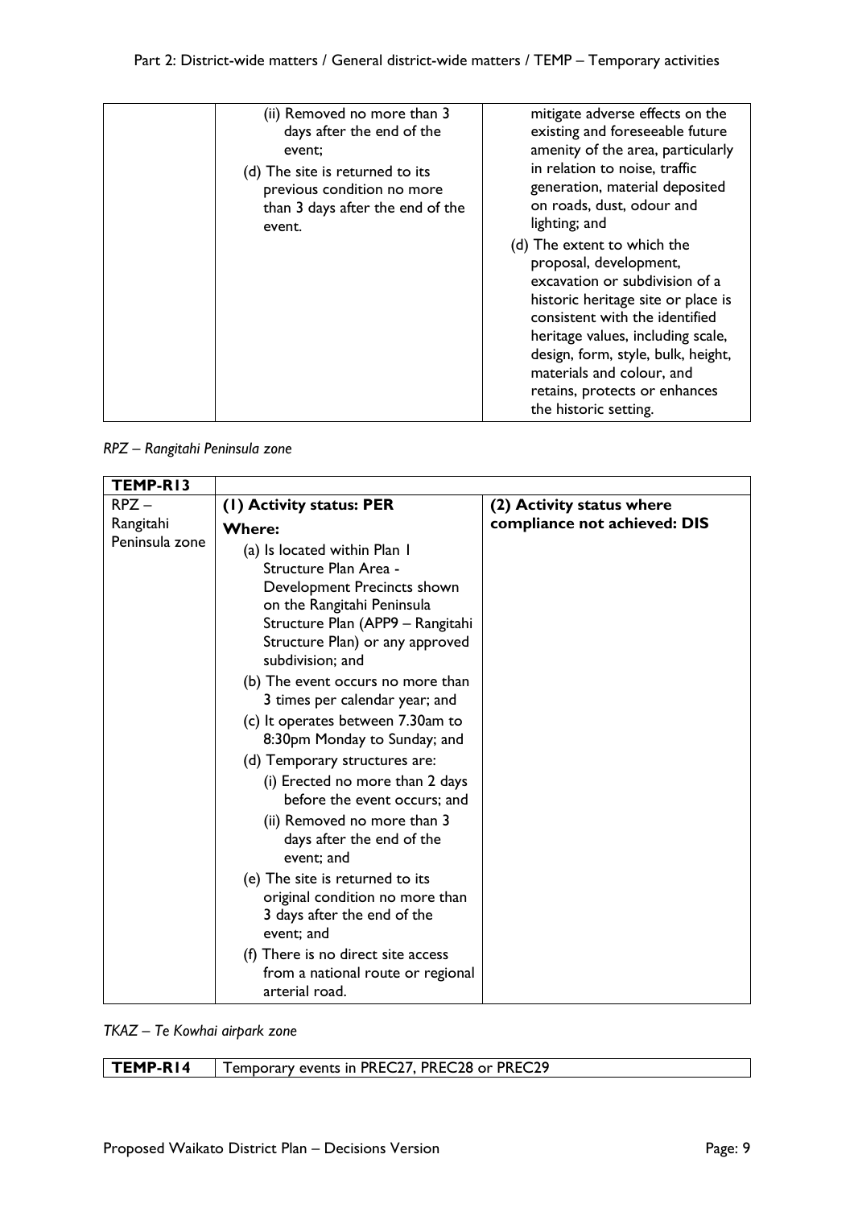| | | |
|---|---|---|
| | (ii) Removed no more than 3 days after the end of the event;<br>(d) The site is returned to its previous condition no more than 3 days after the end of the event. | mitigate adverse effects on the existing and foreseeable future amenity of the area, particularly in relation to noise, traffic generation, material deposited on roads, dust, odour and lighting; and<br>(d) The extent to which the proposal, development, excavation or subdivision of a historic heritage site or place is consistent with the identified heritage values, including scale, design, form, style, bulk, height, materials and colour, and retains, protects or enhances the historic setting. |

*RPZ – Rangitahi Peninsula zone*

| **TEMP-R13** | | |
|---|---|---|
| RPZ – Rangitahi Peninsula zone | **(1) Activity status: PER**<br>**Where:**<br>(a) Is located within Plan 1 Structure Plan Area - Development Precincts shown on the Rangitahi Peninsula Structure Plan (APP9 – Rangitahi Structure Plan) or any approved subdivision; and<br>(b) The event occurs no more than 3 times per calendar year; and<br>(c) It operates between 7.30am to 8:30pm Monday to Sunday; and<br>(d) Temporary structures are:<br>(i) Erected no more than 2 days before the event occurs; and<br>(ii) Removed no more than 3 days after the end of the event; and<br>(e) The site is returned to its original condition no more than 3 days after the end of the event; and<br>(f) There is no direct site access from a national route or regional arterial road. | **(2) Activity status where compliance not achieved: DIS** |

*TKAZ – Te Kowhai airpark zone*

| **TEMP-R14** | Temporary events in PREC27, PREC28 or PREC29 |
|---|---|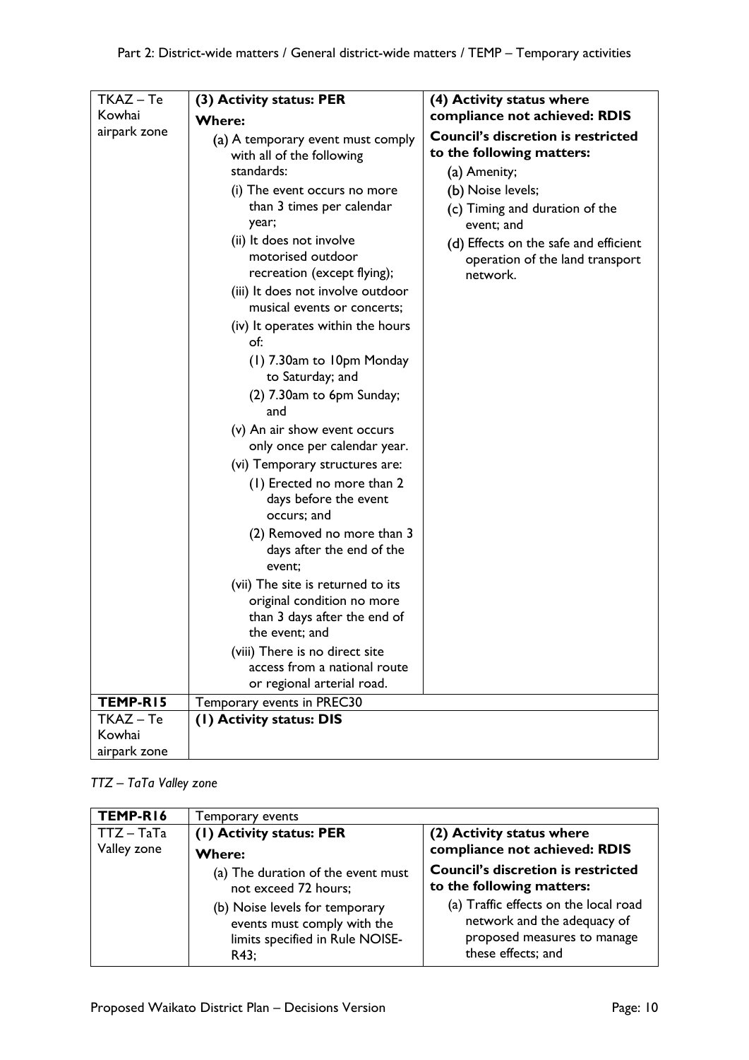| TKAZ – Te Kowhai airpark zone | **(3) Activity status: PER**<br>**Where:**<br>(a) A temporary event must comply with all of the following standards:<br>(i) The event occurs no more than 3 times per calendar year;<br>(ii) It does not involve motorised outdoor recreation (except flying);<br>(iii) It does not involve outdoor musical events or concerts;<br>(iv) It operates within the hours of:<br>(1) 7.30am to 10pm Monday to Saturday; and<br>(2) 7.30am to 6pm Sunday; and<br>(v) An air show event occurs only once per calendar year.<br>(vi) Temporary structures are:<br>(1) Erected no more than 2 days before the event occurs; and<br>(2) Removed no more than 3 days after the end of the event;<br>(vii) The site is returned to its original condition no more than 3 days after the end of the event; and<br>(viii) There is no direct site access from a national route or regional arterial road. | **(4) Activity status where compliance not achieved: RDIS**<br>**Council's discretion is restricted to the following matters:**<br>(a) Amenity;<br>(b) Noise levels;<br>(c) Timing and duration of the event; and<br>(d) Effects on the safe and efficient operation of the land transport network. |
|---|---|---|
| **TEMP-R15** | Temporary events in PREC30 | |
| TKAZ – Te Kowhai airpark zone | **(1) Activity status: DIS** | |

*TTZ – TaTa Valley zone*

| **TEMP-R16** | Temporary events | |
|---|---|---|
| TTZ – TaTa Valley zone | **(1) Activity status: PER**<br>**Where:**<br>(a) The duration of the event must not exceed 72 hours;<br>(b) Noise levels for temporary events must comply with the limits specified in Rule NOISE-R43; | **(2) Activity status where compliance not achieved: RDIS**<br>**Council's discretion is restricted to the following matters:**<br>(a) Traffic effects on the local road network and the adequacy of proposed measures to manage these effects; and |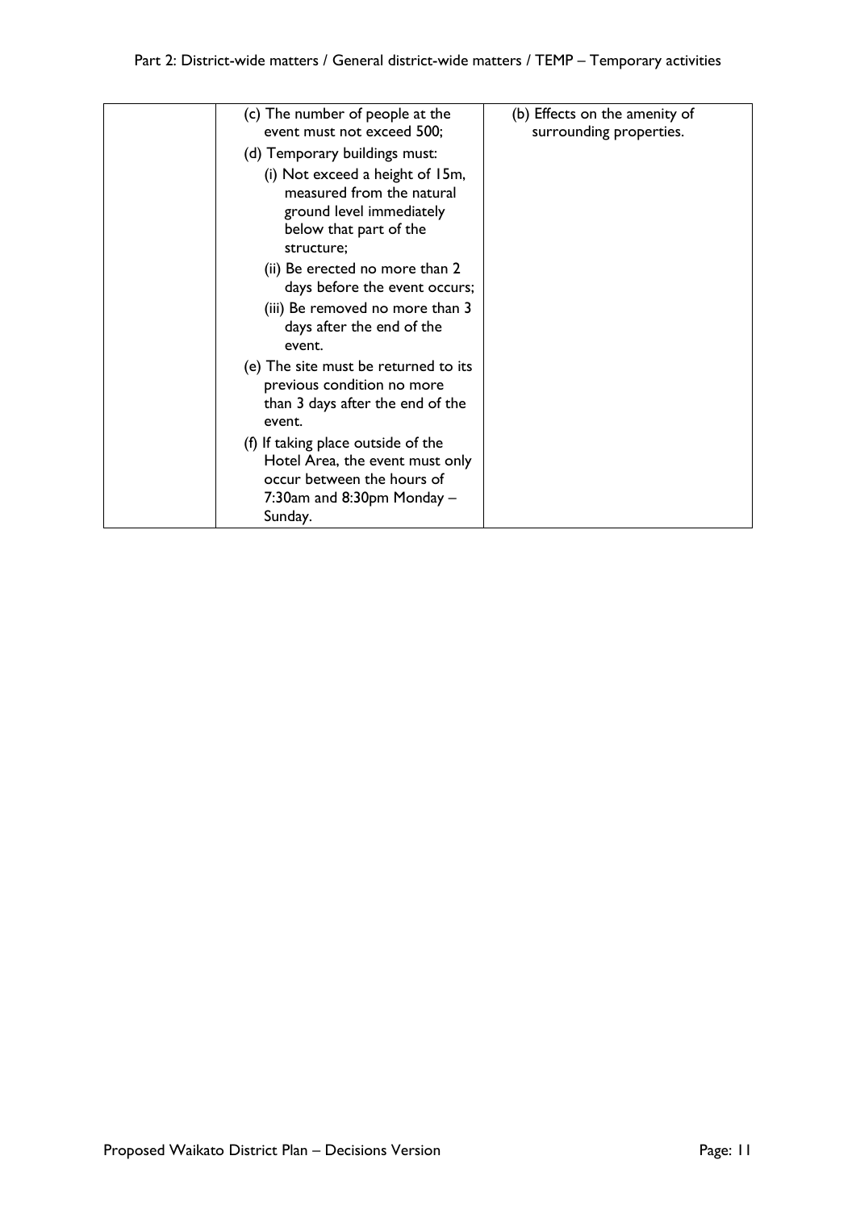| | | |
|---|---|---|
| | (c) The number of people at the event must not exceed 500;<br>(d) Temporary buildings must:<br>(i) Not exceed a height of 15m, measured from the natural ground level immediately below that part of the structure;<br>(ii) Be erected no more than 2 days before the event occurs;<br>(iii) Be removed no more than 3 days after the end of the event.<br>(e) The site must be returned to its previous condition no more than 3 days after the end of the event.<br>(f) If taking place outside of the Hotel Area, the event must only occur between the hours of 7:30am and 8:30pm Monday – Sunday. | (b) Effects on the amenity of surrounding properties. |